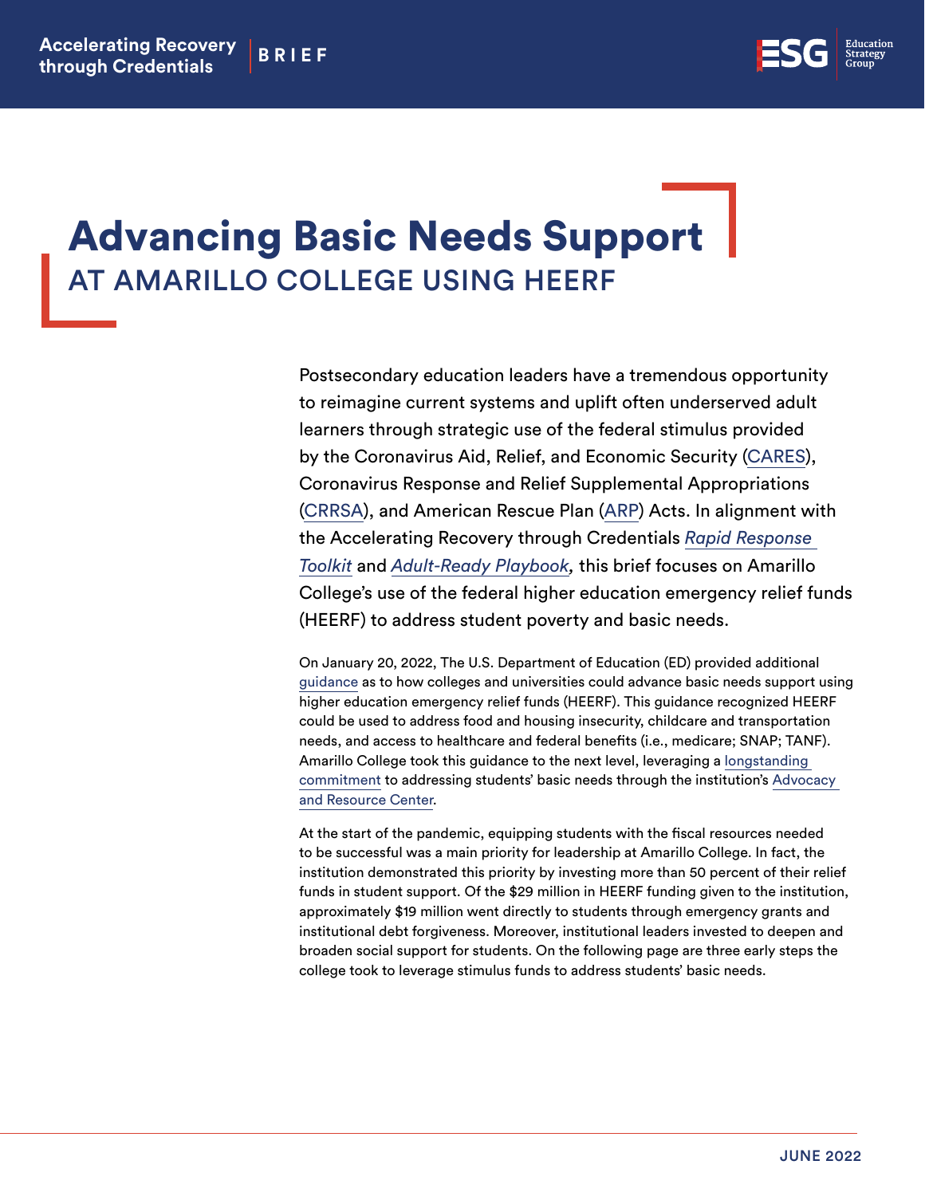# Advancing Basic Needs Support

## AT AMARILLO COLLEGE USING HEERF

Postsecondary education leaders have a tremendous opportunity to reimagine current systems and uplift often underserved adult learners through strategic use of the federal stimulus provided by the Coronavirus Aid, Relief, and Economic Security (CARES), Coronavirus Response and Relief Supplemental Appropriations (CRRSA), and American Rescue Plan (ARP) Acts. In alignment with the Accelerating Recovery through Credentials *Rapid Response Toolkit* and *Adult-Ready Playbook*, this brief focuses on Amarillo College's use of the federal higher education emergency relief funds (HEERF) to address student poverty and basic needs.

On January 20, 2022, The U.S. Department of Education (ED) provided additional guidance as to how colleges and universities could advance basic needs support using higher education emergency relief funds (HEERF). This guidance recognized HEERF could be used to address food and housing insecurity, childcare and transportation needs, and access to healthcare and federal benefits (i.e., medicare; SNAP; TANF). Amarillo College took this guidance to the next level, leveraging a longstanding commitment to addressing students' basic needs through the institution's Advocacy and Resource Center.

At the start of the pandemic, equipping students with the fiscal resources needed to be successful was a main priority for leadership at Amarillo College. In fact, the institution demonstrated this priority by investing more than 50 percent of their relief funds in student support. Of the $29 million in HEERF funding given to the institution, approximately $19 million went directly to students through emergency grants and institutional debt forgiveness. Moreover, institutional leaders invested to deepen and broaden social support for students. On the following page are three early steps the college took to leverage stimulus funds to address students' basic needs.

JUNE 2022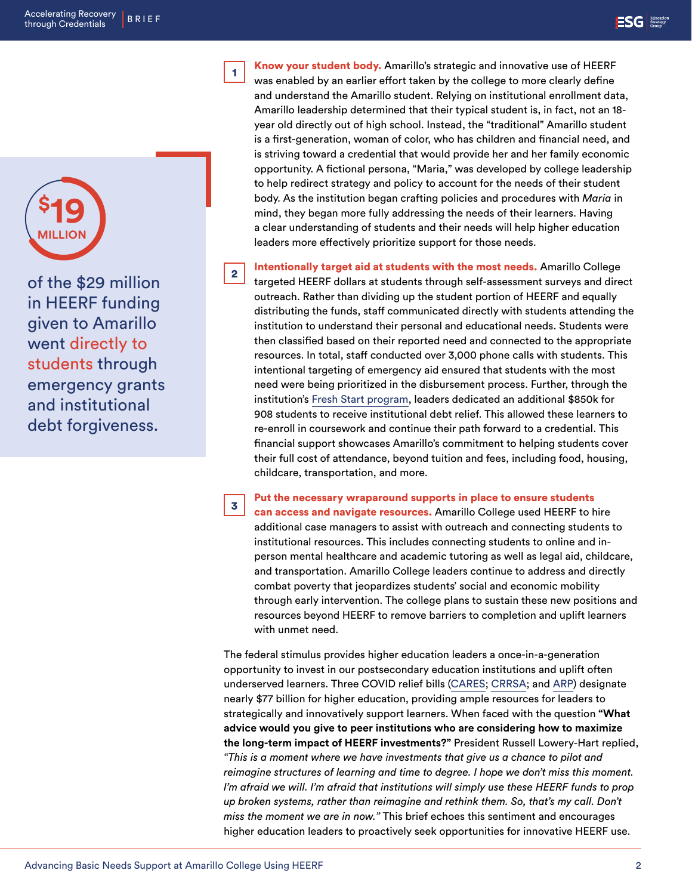**$19 MILLION**

of the $29 million in HEERF funding given to Amarillo went directly to students through emergency grants and institutional debt forgiveness.

1. **Know your student body.** Amarillo's strategic and innovative use of HEERF was enabled by an earlier effort taken by the college to more clearly define and understand the Amarillo student. Relying on institutional enrollment data, Amarillo leadership determined that their typical student is, in fact, not an 18-year old directly out of high school. Instead, the "traditional" Amarillo student is a first-generation, woman of color, who has children and financial need, and is striving toward a credential that would provide her and her family economic opportunity. A fictional persona, "Maria," was developed by college leadership to help redirect strategy and policy to account for the needs of their student body. As the institution began crafting policies and procedures with *Maria* in mind, they began more fully addressing the needs of their learners. Having a clear understanding of students and their needs will help higher education leaders more effectively prioritize support for those needs.

2. **Intentionally target aid at students with the most needs.** Amarillo College targeted HEERF dollars at students through self-assessment surveys and direct outreach. Rather than dividing up the student portion of HEERF and equally distributing the funds, staff communicated directly with students attending the institution to understand their personal and educational needs. Students were then classified based on their reported need and connected to the appropriate resources. In total, staff conducted over 3,000 phone calls with students. This intentional targeting of emergency aid ensured that students with the most need were being prioritized in the disbursement process. Further, through the institution's Fresh Start program, leaders dedicated an additional $850k for 908 students to receive institutional debt relief. This allowed these learners to re-enroll in coursework and continue their path forward to a credential. This financial support showcases Amarillo's commitment to helping students cover their full cost of attendance, beyond tuition and fees, including food, housing, childcare, transportation, and more.

3. **Put the necessary wraparound supports in place to ensure students can access and navigate resources.** Amarillo College used HEERF to hire additional case managers to assist with outreach and connecting students to institutional resources. This includes connecting students to online and in-person mental healthcare and academic tutoring as well as legal aid, childcare, and transportation. Amarillo College leaders continue to address and directly combat poverty that jeopardizes students' social and economic mobility through early intervention. The college plans to sustain these new positions and resources beyond HEERF to remove barriers to completion and uplift learners with unmet need.

The federal stimulus provides higher education leaders a once-in-a-generation opportunity to invest in our postsecondary education institutions and uplift often underserved learners. Three COVID relief bills (CARES; CRRSA; and ARP) designate nearly $77 billion for higher education, providing ample resources for leaders to strategically and innovatively support learners. When faced with the question **"What advice would you give to peer institutions who are considering how to maximize the long-term impact of HEERF investments?"** President Russell Lowery-Hart replied, *"This is a moment where we have investments that give us a chance to pilot and reimagine structures of learning and time to degree. I hope we don't miss this moment. I'm afraid we will. I'm afraid that institutions will simply use these HEERF funds to prop up broken systems, rather than reimagine and rethink them. So, that's my call. Don't miss the moment we are in now."* This brief echoes this sentiment and encourages higher education leaders to proactively seek opportunities for innovative HEERF use.